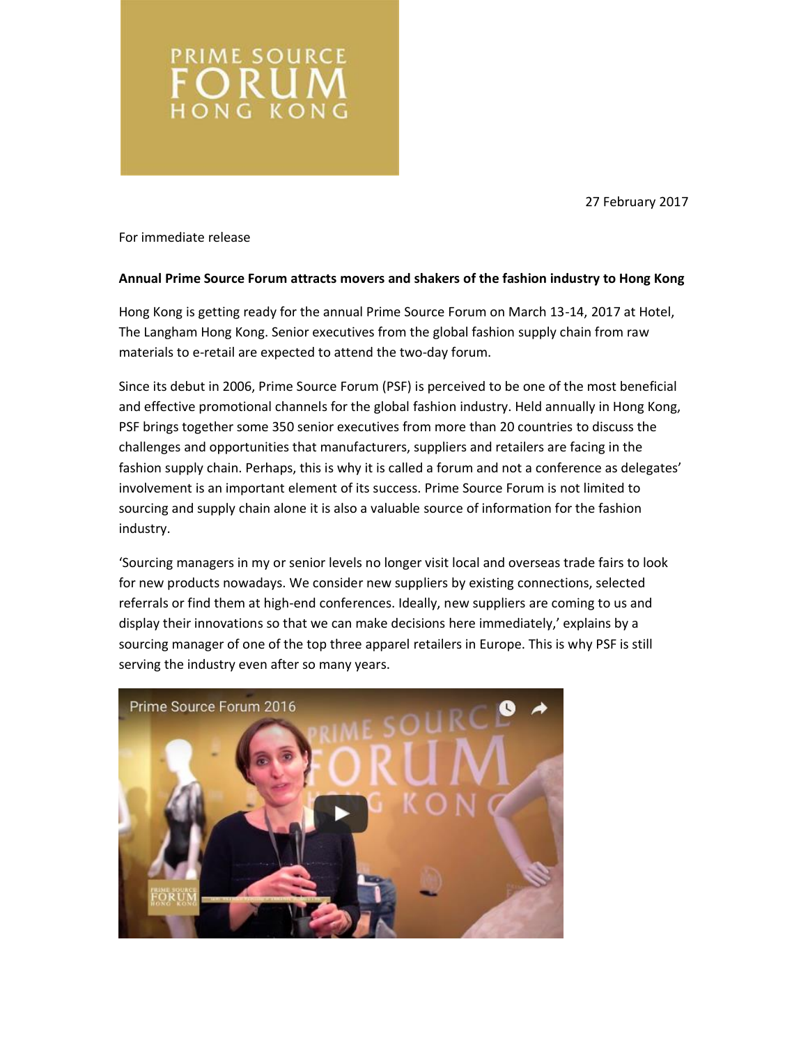PRIME SOURCE
FORUM
HONG KONG

27 February 2017

For immediate release

**Annual Prime Source Forum attracts movers and shakers of the fashion industry to Hong Kong**

Hong Kong is getting ready for the annual Prime Source Forum on March 13-14, 2017 at Hotel, The Langham Hong Kong. Senior executives from the global fashion supply chain from raw materials to e-retail are expected to attend the two-day forum.

Since its debut in 2006, Prime Source Forum (PSF) is perceived to be one of the most beneficial and effective promotional channels for the global fashion industry. Held annually in Hong Kong, PSF brings together some 350 senior executives from more than 20 countries to discuss the challenges and opportunities that manufacturers, suppliers and retailers are facing in the fashion supply chain. Perhaps, this is why it is called a forum and not a conference as delegates' involvement is an important element of its success. Prime Source Forum is not limited to sourcing and supply chain alone it is also a valuable source of information for the fashion industry.

'Sourcing managers in my or senior levels no longer visit local and overseas trade fairs to look for new products nowadays. We consider new suppliers by existing connections, selected referrals or find them at high-end conferences. Ideally, new suppliers are coming to us and display their innovations so that we can make decisions here immediately,' explains by a sourcing manager of one of the top three apparel retailers in Europe. This is why PSF is still serving the industry even after so many years.

Prime Source Forum 2016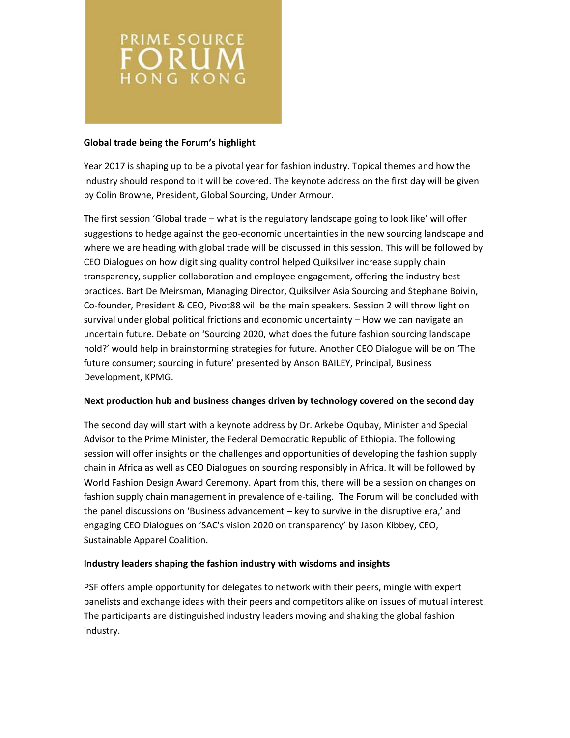PRIME SOURCE
FORUM
HONG KONG

**Global trade being the Forum's highlight**

Year 2017 is shaping up to be a pivotal year for fashion industry. Topical themes and how the industry should respond to it will be covered. The keynote address on the first day will be given by Colin Browne, President, Global Sourcing, Under Armour.

The first session 'Global trade – what is the regulatory landscape going to look like' will offer suggestions to hedge against the geo-economic uncertainties in the new sourcing landscape and where we are heading with global trade will be discussed in this session. This will be followed by CEO Dialogues on how digitising quality control helped Quiksilver increase supply chain transparency, supplier collaboration and employee engagement, offering the industry best practices. Bart De Meirsman, Managing Director, Quiksilver Asia Sourcing and Stephane Boivin, Co-founder, President & CEO, Pivot88 will be the main speakers. Session 2 will throw light on survival under global political frictions and economic uncertainty – How we can navigate an uncertain future. Debate on 'Sourcing 2020, what does the future fashion sourcing landscape hold?' would help in brainstorming strategies for future. Another CEO Dialogue will be on 'The future consumer; sourcing in future' presented by Anson BAILEY, Principal, Business Development, KPMG.

**Next production hub and business changes driven by technology covered on the second day**

The second day will start with a keynote address by Dr. Arkebe Oqubay, Minister and Special Advisor to the Prime Minister, the Federal Democratic Republic of Ethiopia. The following session will offer insights on the challenges and opportunities of developing the fashion supply chain in Africa as well as CEO Dialogues on sourcing responsibly in Africa. It will be followed by World Fashion Design Award Ceremony. Apart from this, there will be a session on changes on fashion supply chain management in prevalence of e-tailing. The Forum will be concluded with the panel discussions on 'Business advancement – key to survive in the disruptive era,' and engaging CEO Dialogues on 'SAC's vision 2020 on transparency' by Jason Kibbey, CEO, Sustainable Apparel Coalition.

**Industry leaders shaping the fashion industry with wisdoms and insights**

PSF offers ample opportunity for delegates to network with their peers, mingle with expert panelists and exchange ideas with their peers and competitors alike on issues of mutual interest. The participants are distinguished industry leaders moving and shaking the global fashion industry.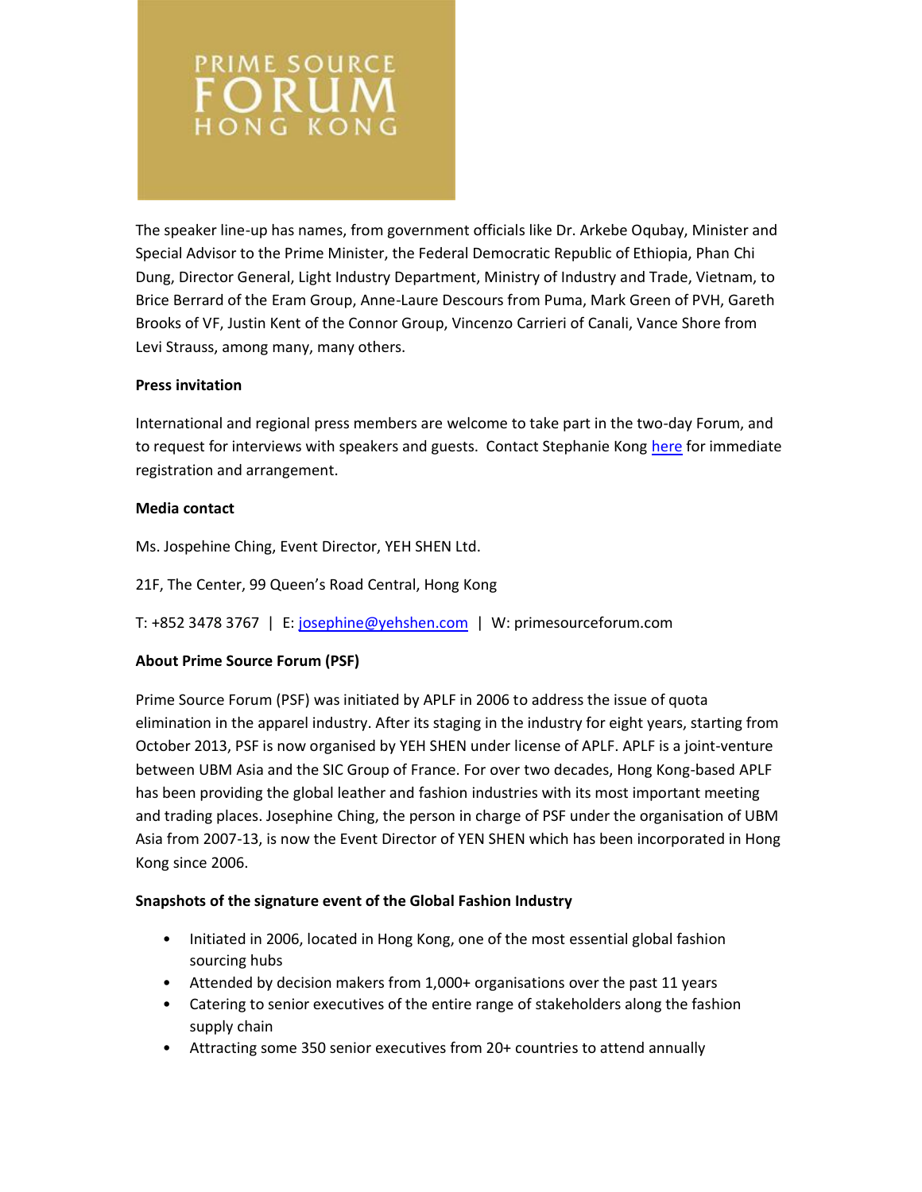PRIME SOURCE FORUM HONG KONG

The speaker line-up has names, from government officials like Dr. Arkebe Oqubay, Minister and Special Advisor to the Prime Minister, the Federal Democratic Republic of Ethiopia, Phan Chi Dung, Director General, Light Industry Department, Ministry of Industry and Trade, Vietnam, to Brice Berrard of the Eram Group, Anne-Laure Descours from Puma, Mark Green of PVH, Gareth Brooks of VF, Justin Kent of the Connor Group, Vincenzo Carrieri of Canali, Vance Shore from Levi Strauss, among many, many others.

**Press invitation**

International and regional press members are welcome to take part in the two-day Forum, and to request for interviews with speakers and guests. Contact Stephanie Kong here for immediate registration and arrangement.

**Media contact**

Ms. Jospehine Ching, Event Director, YEH SHEN Ltd.

21F, The Center, 99 Queen's Road Central, Hong Kong

T: +852 3478 3767 | E: josephine@yehshen.com | W: primesourceforum.com

**About Prime Source Forum (PSF)**

Prime Source Forum (PSF) was initiated by APLF in 2006 to address the issue of quota elimination in the apparel industry. After its staging in the industry for eight years, starting from October 2013, PSF is now organised by YEH SHEN under license of APLF. APLF is a joint-venture between UBM Asia and the SIC Group of France. For over two decades, Hong Kong-based APLF has been providing the global leather and fashion industries with its most important meeting and trading places. Josephine Ching, the person in charge of PSF under the organisation of UBM Asia from 2007-13, is now the Event Director of YEN SHEN which has been incorporated in Hong Kong since 2006.

**Snapshots of the signature event of the Global Fashion Industry**

- Initiated in 2006, located in Hong Kong, one of the most essential global fashion sourcing hubs
- Attended by decision makers from 1,000+ organisations over the past 11 years
- Catering to senior executives of the entire range of stakeholders along the fashion supply chain
- Attracting some 350 senior executives from 20+ countries to attend annually